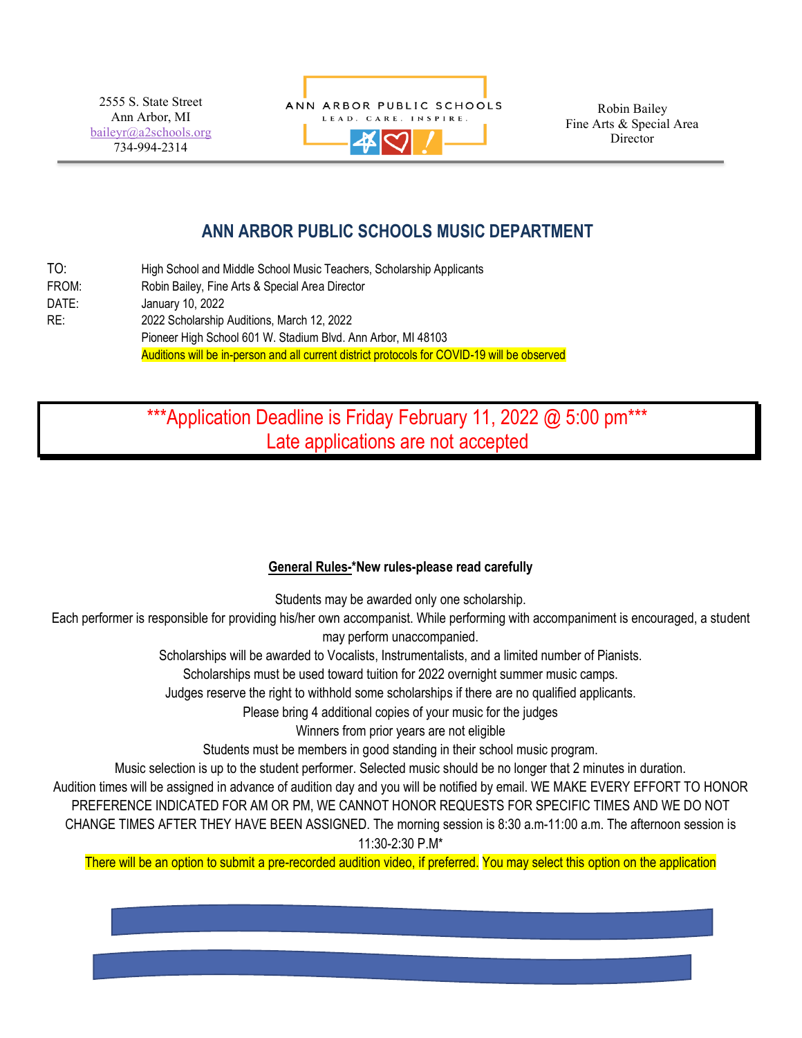2555 S. State Street
Ann Arbor, MI
baileyr@a2schools.org
734-994-2314

ANN ARBOR PUBLIC SCHOOLS
LEAD. CARE. INSPIRE.

Robin Bailey
Fine Arts & Special Area
Director

## ANN ARBOR PUBLIC SCHOOLS MUSIC DEPARTMENT

TO: High School and Middle School Music Teachers, Scholarship Applicants
FROM: Robin Bailey, Fine Arts & Special Area Director
DATE: January 10, 2022
RE: 2022 Scholarship Auditions, March 12, 2022
Pioneer High School 601 W. Stadium Blvd. Ann Arbor, MI 48103
Auditions will be in-person and all current district protocols for COVID-19 will be observed

***Application Deadline is Friday February 11, 2022 @ 5:00 pm***
Late applications are not accepted

**General Rules-*New rules-please read carefully**

Students may be awarded only one scholarship.
Each performer is responsible for providing his/her own accompanist. While performing with accompaniment is encouraged, a student may perform unaccompanied.
Scholarships will be awarded to Vocalists, Instrumentalists, and a limited number of Pianists.
Scholarships must be used toward tuition for 2022 overnight summer music camps.
Judges reserve the right to withhold some scholarships if there are no qualified applicants.
Please bring 4 additional copies of your music for the judges
Winners from prior years are not eligible
Students must be members in good standing in their school music program.
Music selection is up to the student performer. Selected music should be no longer that 2 minutes in duration.
Audition times will be assigned in advance of audition day and you will be notified by email. WE MAKE EVERY EFFORT TO HONOR PREFERENCE INDICATED FOR AM OR PM, WE CANNOT HONOR REQUESTS FOR SPECIFIC TIMES AND WE DO NOT CHANGE TIMES AFTER THEY HAVE BEEN ASSIGNED. The morning session is 8:30 a.m-11:00 a.m. The afternoon session is 11:30-2:30 P.M*
There will be an option to submit a pre-recorded audition video, if preferred. You may select this option on the application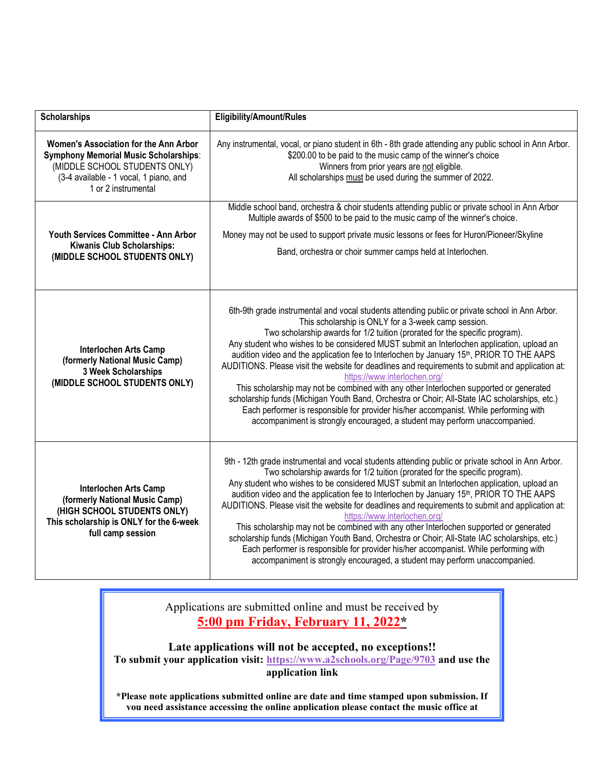| Scholarships | Eligibility/Amount/Rules |
|---|---|
| **Women's Association for the Ann Arbor Symphony Memorial Music Scholarships**: (MIDDLE SCHOOL STUDENTS ONLY) (3-4 available - 1 vocal, 1 piano, and 1 or 2 instrumental | Any instrumental, vocal, or piano student in 6th - 8th grade attending any public school in Ann Arbor. $200.00 to be paid to the music camp of the winner's choice Winners from prior years are not eligible. All scholarships must be used during the summer of 2022. |
| **Youth Services Committee - Ann Arbor Kiwanis Club Scholarships: (MIDDLE SCHOOL STUDENTS ONLY)** | Middle school band, orchestra & choir students attending public or private school in Ann Arbor Multiple awards of $500 to be paid to the music camp of the winner's choice. Money may not be used to support private music lessons or fees for Huron/Pioneer/Skyline Band, orchestra or choir summer camps held at Interlochen. |
| **Interlochen Arts Camp (formerly National Music Camp) 3 Week Scholarships (MIDDLE SCHOOL STUDENTS ONLY)** | 6th-9th grade instrumental and vocal students attending public or private school in Ann Arbor. This scholarship is ONLY for a 3-week camp session. Two scholarship awards for 1/2 tuition (prorated for the specific program). Any student who wishes to be considered MUST submit an Interlochen application, upload an audition video and the application fee to Interlochen by January 15th, PRIOR TO THE AAPS AUDITIONS. Please visit the website for deadlines and requirements to submit and application at: https://www.interlochen.org/ This scholarship may not be combined with any other Interlochen supported or generated scholarship funds (Michigan Youth Band, Orchestra or Choir; All-State IAC scholarships, etc.) Each performer is responsible for provider his/her accompanist. While performing with accompaniment is strongly encouraged, a student may perform unaccompanied. |
| **Interlochen Arts Camp (formerly National Music Camp) (HIGH SCHOOL STUDENTS ONLY) This scholarship is ONLY for the 6-week full camp session** | 9th - 12th grade instrumental and vocal students attending public or private school in Ann Arbor. Two scholarship awards for 1/2 tuition (prorated for the specific program). Any student who wishes to be considered MUST submit an Interlochen application, upload an audition video and the application fee to Interlochen by January 15th, PRIOR TO THE AAPS AUDITIONS. Please visit the website for deadlines and requirements to submit and application at: https://www.interlochen.org/ This scholarship may not be combined with any other Interlochen supported or generated scholarship funds (Michigan Youth Band, Orchestra or Choir; All-State IAC scholarships, etc.) Each performer is responsible for provider his/her accompanist. While performing with accompaniment is strongly encouraged, a student may perform unaccompanied. |

Applications are submitted online and must be received by
**5:00 pm Friday, February 11, 2022***

**Late applications will not be accepted, no exceptions!!**
**To submit your application visit: https://www.a2schools.org/Page/9703 and use the application link**

***Please note applications submitted online are date and time stamped upon submission. If you need assistance accessing the online application please contact the music office at**